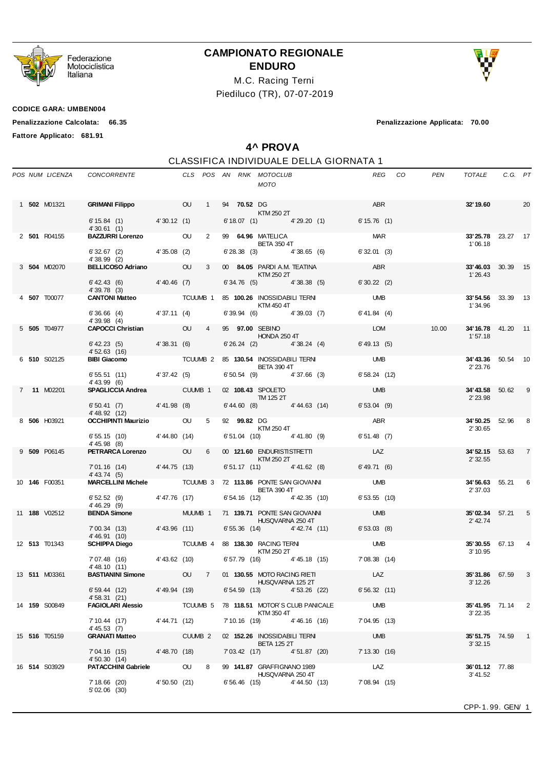Federazione Motociclistica Italiana

# CAMPIONATO REGIONALE ENDURO

M.C. Racing Terni

Piediluco (TR), 07-07-2019

**CODICE GARA: UMBEN004**

**Penalizzazione Calcolata: 66.35** **Penalizzazione Applicata: 70.00**

**Fattore Applicato: 681.91**

## 4^ PROVA

### CLASSIFICA INDIVIDUALE DELLA GIORNATA 1

| POS | NUM | LICENZA | CONCORRENTE | CLS | POS | AN | RNK | MOTOCLUB / MOTO | REG | CO | PEN | TOTALE | C.G. | PT |
|---|---|---|---|---|---|---|---|---|---|---|---|---|---|---|
| 1 | **502** | M01321 | **GRIMANI Filippo** | OU | 1 | 94 | **70.52** | DG / KTM 250 2T | ABR | | | **32'19.60** | | 20 |
| | | | 6'15.84 (1) / 4'30.12 (1) / 6'18.07 (1) / 4'29.20 (1) / 6'15.76 (1) / 4'30.61 (1) | | | | | | | | | | | |
| 2 | **501** | R04155 | **BAZZURRI Lorenzo** | OU | 2 | 99 | **64.96** | MATELICA / BETA 350 4T | MAR | | | **33'25.78** 1'06.18 | 23.27 | 17 |
| | | | 6'32.67 (2) / 4'35.08 (2) / 6'28.38 (3) / 4'38.65 (6) / 6'32.01 (3) / 4'38.99 (2) | | | | | | | | | | | |
| 3 | **504** | M02070 | **BELLICOSO Adriano** | OU | 3 | 00 | **84.05** | PARDI A.M. TEATINA / KTM 250 2T | ABR | | | **33'46.03** 1'26.43 | 30.39 | 15 |
| | | | 6'42.43 (6) / 4'40.46 (7) / 6'34.76 (5) / 4'38.38 (5) / 6'30.22 (2) / 4'39.78 (3) | | | | | | | | | | | |
| 4 | **507** | T00077 | **CANTONI Matteo** | TCUUMB | 1 | 85 | **100.26** | INOSSIDABILI TERNI / KTM 450 4T | UMB | | | **33'54.56** 1'34.96 | 33.39 | 13 |
| | | | 6'36.66 (4) / 4'37.11 (4) / 6'39.94 (6) / 4'39.03 (7) / 6'41.84 (4) / 4'39.98 (4) | | | | | | | | | | | |
| 5 | **505** | T04977 | **CAPOCCI Christian** | OU | 4 | 95 | **97.00** | SEBINO / HONDA 250 4T | LOM | | 10.00 | **34'16.78** 1'57.18 | 41.20 | 11 |
| | | | 6'42.23 (5) / 4'38.31 (6) / 6'26.24 (2) / 4'38.24 (4) / 6'49.13 (5) / 4'52.63 (16) | | | | | | | | | | | |
| 6 | **510** | S02125 | **BIBI Giacomo** | TCUUMB | 2 | 85 | **130.54** | INOSSIDABILI TERNI / BETA 390 4T | UMB | | | **34'43.36** 2'23.76 | 50.54 | 10 |
| | | | 6'55.51 (11) / 4'37.42 (5) / 6'50.54 (9) / 4'37.66 (3) / 6'58.24 (12) / 4'43.99 (6) | | | | | | | | | | | |
| 7 | **11** | M02201 | **SPAGLICCIA Andrea** | CUUMB | 1 | 02 | **108.43** | SPOLETO / TM 125 2T | UMB | | | **34'43.58** 2'23.98 | 50.62 | 9 |
| | | | 6'50.41 (7) / 4'41.98 (8) / 6'44.60 (8) / 4'44.63 (14) / 6'53.04 (9) / 4'48.92 (12) | | | | | | | | | | | |
| 8 | **506** | H03921 | **OCCHIPINTI Maurizio** | OU | 5 | 92 | **99.82** | DG / KTM 250 4T | ABR | | | **34'50.25** 2'30.65 | 52.96 | 8 |
| | | | 6'55.15 (10) / 4'44.80 (14) / 6'51.04 (10) / 4'41.80 (9) / 6'51.48 (7) / 4'45.98 (8) | | | | | | | | | | | |
| 9 | **509** | P06145 | **PETRARCA Lorenzo** | OU | 6 | 00 | **121.60** | ENDURISTISTRETTI / KTM 250 2T | LAZ | | | **34'52.15** 2'32.55 | 53.63 | 7 |
| | | | 7'01.16 (14) / 4'44.75 (13) / 6'51.17 (11) / 4'41.62 (8) / 6'49.71 (6) / 4'43.74 (5) | | | | | | | | | | | |
| 10 | **146** | F00351 | **MARCELLINI Michele** | TCUUMB | 3 | 72 | **113.86** | PONTE SAN GIOVANNI / BETA 390 4T | UMB | | | **34'56.63** 2'37.03 | 55.21 | 6 |
| | | | 6'52.52 (9) / 4'47.76 (17) / 6'54.16 (12) / 4'42.35 (10) / 6'53.55 (10) / 4'46.29 (9) | | | | | | | | | | | |
| 11 | **188** | V02512 | **BENDA Simone** | MUUMB | 1 | 71 | **139.71** | PONTE SAN GIOVANNI / HUSQVARNA 250 4T | UMB | | | **35'02.34** 2'42.74 | 57.21 | 5 |
| | | | 7'00.34 (13) / 4'43.96 (11) / 6'55.36 (14) / 4'42.74 (11) / 6'53.03 (8) / 4'46.91 (10) | | | | | | | | | | | |
| 12 | **513** | T01343 | **SCHIPPA Diego** | TCUUMB | 4 | 88 | **138.30** | RACING TERNI / KTM 250 2T | UMB | | | **35'30.55** 3'10.95 | 67.13 | 4 |
| | | | 7'07.48 (16) / 4'43.62 (10) / 6'57.79 (16) / 4'45.18 (15) / 7'08.38 (14) / 4'48.10 (11) | | | | | | | | | | | |
| 13 | **511** | M03361 | **BASTIANINI Simone** | OU | 7 | 01 | **130.55** | MOTO RACING RIETI / HUSQVARNA 125 2T | LAZ | | | **35'31.86** 3'12.26 | 67.59 | 3 |
| | | | 6'59.44 (12) / 4'49.94 (19) / 6'54.59 (13) / 4'53.26 (22) / 6'56.32 (11) / 4'58.31 (21) | | | | | | | | | | | |
| 14 | **159** | S00849 | **FAGIOLARI Alessio** | TCUUMB | 5 | 78 | **118.51** | MOTOR'S CLUB PANICALE / KTM 350 4T | UMB | | | **35'41.95** 3'22.35 | 71.14 | 2 |
| | | | 7'10.44 (17) / 4'44.71 (12) / 7'10.16 (19) / 4'46.16 (16) / 7'04.95 (13) / 4'45.53 (7) | | | | | | | | | | | |
| 15 | **516** | T05159 | **GRANATI Matteo** | CUUMB | 2 | 02 | **152.26** | INOSSIDABILI TERNI / BETA 125 2T | UMB | | | **35'51.75** 3'32.15 | 74.59 | 1 |
| | | | 7'04.16 (15) / 4'48.70 (18) / 7'03.42 (17) / 4'51.87 (20) / 7'13.30 (16) / 4'50.30 (14) | | | | | | | | | | | |
| 16 | **514** | S03929 | **PATACCHINI Gabriele** | OU | 8 | 99 | **141.87** | GRAFFIGNANO 1989 / HUSQVARNA 250 4T | LAZ | | | **36'01.12** 3'41.52 | 77.88 | |
| | | | 7'18.66 (20) / 4'50.50 (21) / 6'56.46 (15) / 4'44.50 (13) / 7'08.94 (15) / 5'02.06 (30) | | | | | | | | | | | |

CPP-1.99. GEN/ 1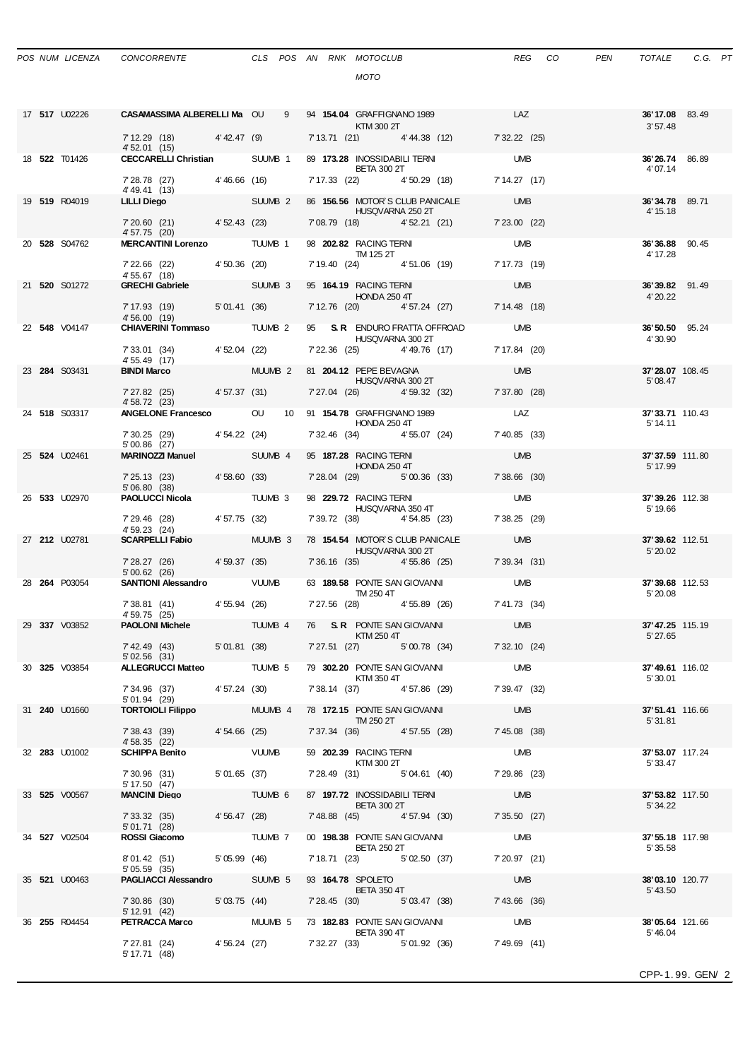| POS | NUM | LICENZA | CONCORRENTE | CLS | POS | AN | RNK | MOTOCLUB / MOTO | REG | CO | PEN | TOTALE | C.G. | PT |
|---|---|---|---|---|---|---|---|---|---|---|---|---|---|---|
| 17 | **517** | U02226 | **CASAMASSIMA ALBERELLI Ma** | OU | 9 | 94 | **154.04** | GRAFFIGNANO 1989 / KTM 300 2T | LAZ | | | **36'17.08** 3'57.48 | 83.49 | |
| | | | 7'12.29 (18) 4'42.47 (9) 7'13.71 (21) 4'44.38 (12) 7'32.22 (25) 4'52.01 (15) | | | | | | | | | | | |
| 18 | **522** | T01426 | **CECCARELLI Christian** | SUUMB | 1 | 89 | **173.28** | INOSSIDABILI TERNI / BETA 300 2T | UMB | | | **36'26.74** 4'07.14 | 86.89 | |
| | | | 7'28.78 (27) 4'46.66 (16) 7'17.33 (22) 4'50.29 (18) 7'14.27 (17) 4'49.41 (13) | | | | | | | | | | | |
| 19 | **519** | R04019 | **LILLI Diego** | SUUMB | 2 | 86 | **156.56** | MOTOR`S CLUB PANICALE / HUSQVARNA 250 2T | UMB | | | **36'34.78** 4'15.18 | 89.71 | |
| | | | 7'20.60 (21) 4'52.43 (23) 7'08.79 (18) 4'52.21 (21) 7'23.00 (22) 4'57.75 (20) | | | | | | | | | | | |
| 20 | **528** | S04762 | **MERCANTINI Lorenzo** | TUUMB | 1 | 98 | **202.82** | RACING TERNI / TM 125 2T | UMB | | | **36'36.88** 4'17.28 | 90.45 | |
| | | | 7'22.66 (22) 4'50.36 (20) 7'19.40 (24) 4'51.06 (19) 7'17.73 (19) 4'55.67 (18) | | | | | | | | | | | |
| 21 | **520** | S01272 | **GRECHI Gabriele** | SUUMB | 3 | 95 | **164.19** | RACING TERNI / HONDA 250 4T | UMB | | | **36'39.82** 4'20.22 | 91.49 | |
| | | | 7'17.93 (19) 5'01.41 (36) 7'12.76 (20) 4'57.24 (27) 7'14.48 (18) 4'56.00 (19) | | | | | | | | | | | |
| 22 | **548** | V04147 | **CHIAVERINI Tommaso** | TUUMB | 2 | 95 | **S. R** | ENDURO FRATTA OFFROAD / HUSQVARNA 300 2T | UMB | | | **36'50.50** 4'30.90 | 95.24 | |
| | | | 7'33.01 (34) 4'52.04 (22) 7'22.36 (25) 4'49.76 (17) 7'17.84 (20) 4'55.49 (17) | | | | | | | | | | | |
| 23 | **284** | S03431 | **BINDI Marco** | MUUMB | 2 | 81 | **204.12** | PEPE BEVAGNA / HUSQVARNA 300 2T | UMB | | | **37'28.07** 5'08.47 | 108.45 | |
| | | | 7'27.82 (25) 4'57.37 (31) 7'27.04 (26) 4'59.32 (32) 7'37.80 (28) 4'58.72 (23) | | | | | | | | | | | |
| 24 | **518** | S03317 | **ANGELONE Francesco** | OU | 10 | 91 | **154.78** | GRAFFIGNANO 1989 / HONDA 250 4T | LAZ | | | **37'33.71** 5'14.11 | 110.43 | |
| | | | 7'30.25 (29) 4'54.22 (24) 7'32.46 (34) 4'55.07 (24) 7'40.85 (33) 5'00.86 (27) | | | | | | | | | | | |
| 25 | **524** | U02461 | **MARINOZZI Manuel** | SUUMB | 4 | 95 | **187.28** | RACING TERNI / HONDA 250 4T | UMB | | | **37'37.59** 5'17.99 | 111.80 | |
| | | | 7'25.13 (23) 4'58.60 (33) 7'28.04 (29) 5'00.36 (33) 7'38.66 (30) 5'06.80 (38) | | | | | | | | | | | |
| 26 | **533** | U02970 | **PAOLUCCI Nicola** | TUUMB | 3 | 98 | **229.72** | RACING TERNI / HUSQVARNA 350 4T | UMB | | | **37'39.26** 5'19.66 | 112.38 | |
| | | | 7'29.46 (28) 4'57.75 (32) 7'39.72 (38) 4'54.85 (23) 7'38.25 (29) 4'59.23 (24) | | | | | | | | | | | |
| 27 | **212** | U02781 | **SCARPELLI Fabio** | MUUMB | 3 | 78 | **154.54** | MOTOR`S CLUB PANICALE / HUSQVARNA 300 2T | UMB | | | **37'39.62** 5'20.02 | 112.51 | |
| | | | 7'28.27 (26) 4'59.37 (35) 7'36.16 (35) 4'55.86 (25) 7'39.34 (31) 5'00.62 (26) | | | | | | | | | | | |
| 28 | **264** | P03054 | **SANTIONI Alessandro** | VUUMB | | 63 | **189.58** | PONTE SAN GIOVANNI / TM 250 4T | UMB | | | **37'39.68** 5'20.08 | 112.53 | |
| | | | 7'38.81 (41) 4'55.94 (26) 7'27.56 (28) 4'55.89 (26) 7'41.73 (34) 4'59.75 (25) | | | | | | | | | | | |
| 29 | **337** | V03852 | **PAOLONI Michele** | TUUMB | 4 | 76 | **S. R** | PONTE SAN GIOVANNI / KTM 250 4T | UMB | | | **37'47.25** 5'27.65 | 115.19 | |
| | | | 7'42.49 (43) 5'01.81 (38) 7'27.51 (27) 5'00.78 (34) 7'32.10 (24) 5'02.56 (31) | | | | | | | | | | | |
| 30 | **325** | V03854 | **ALLEGRUCCI Matteo** | TUUMB | 5 | 79 | **302.20** | PONTE SAN GIOVANNI / KTM 350 4T | UMB | | | **37'49.61** 5'30.01 | 116.02 | |
| | | | 7'34.96 (37) 4'57.24 (30) 7'38.14 (37) 4'57.86 (29) 7'39.47 (32) 5'01.94 (29) | | | | | | | | | | | |
| 31 | **240** | U01660 | **TORTOIOLI Filippo** | MUUMB | 4 | 78 | **172.15** | PONTE SAN GIOVANNI / TM 250 2T | UMB | | | **37'51.41** 5'31.81 | 116.66 | |
| | | | 7'38.43 (39) 4'54.66 (25) 7'37.34 (36) 4'57.55 (28) 7'45.08 (38) 4'58.35 (22) | | | | | | | | | | | |
| 32 | **283** | U01002 | **SCHIPPA Benito** | VUUMB | | 59 | **202.39** | RACING TERNI / KTM 300 2T | UMB | | | **37'53.07** 5'33.47 | 117.24 | |
| | | | 7'30.96 (31) 5'01.65 (37) 7'28.49 (31) 5'04.61 (40) 7'29.86 (23) 5'17.50 (47) | | | | | | | | | | | |
| 33 | **525** | V00567 | **MANCINI Diego** | TUUMB | 6 | 87 | **197.72** | INOSSIDABILI TERNI / BETA 300 2T | UMB | | | **37'53.82** 5'34.22 | 117.50 | |
| | | | 7'33.32 (35) 4'56.47 (28) 7'48.88 (45) 4'57.94 (30) 7'35.50 (27) 5'01.71 (28) | | | | | | | | | | | |
| 34 | **527** | V02504 | **ROSSI Giacomo** | TUUMB | 7 | 00 | **198.38** | PONTE SAN GIOVANNI / BETA 250 2T | UMB | | | **37'55.18** 5'35.58 | 117.98 | |
| | | | 8'01.42 (51) 5'05.99 (46) 7'18.71 (23) 5'02.50 (37) 7'20.97 (21) 5'05.59 (35) | | | | | | | | | | | |
| 35 | **521** | U00463 | **PAGLIACCI Alessandro** | SUUMB | 5 | 93 | **164.78** | SPOLETO / BETA 350 4T | UMB | | | **38'03.10** 5'43.50 | 120.77 | |
| | | | 7'30.86 (30) 5'03.75 (44) 7'28.45 (30) 5'03.47 (38) 7'43.66 (36) 5'12.91 (42) | | | | | | | | | | | |
| 36 | **255** | R04454 | **PETRACCA Marco** | MUUMB | 5 | 73 | **182.83** | PONTE SAN GIOVANNI / BETA 390 4T | UMB | | | **38'05.64** 5'46.04 | 121.66 | |
| | | | 7'27.81 (24) 4'56.24 (27) 7'32.27 (33) 5'01.92 (36) 7'49.69 (41) 5'17.71 (48) | | | | | | | | | | | |

CPP-1.99. GEN/ 2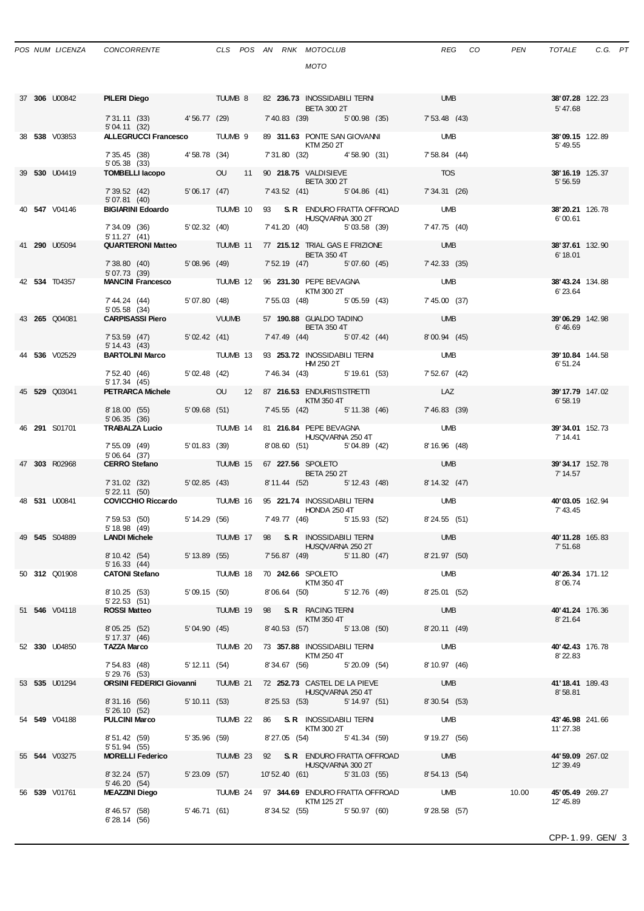| POS | NUM | LICENZA | CONCORRENTE | CLS | POS | AN | RNK | MOTOCLUB / MOTO | REG | CO | PEN | TOTALE | C.G. | PT |
|---|---|---|---|---|---|---|---|---|---|---|---|---|---|---|
| 37 | **306** | U00842 | **PILERI Diego** | TUUMB | 8 | 82 | **236.73** | INOSSIDABILI TERNI / BETA 300 2T | UMB | | | **38'07.28** 5'47.68 | 122.23 | |
| | | | 7'31.11 (33) 5'04.11 (32) | 4'56.77 (29) | | | | 7'40.83 (39) 5'00.98 (35) | 7'53.48 (43) | | | | | |
| 38 | **538** | V03853 | **ALLEGRUCCI Francesco** | TUUMB | 9 | 89 | **311.63** | PONTE SAN GIOVANNI / KTM 250 2T | UMB | | | **38'09.15** 5'49.55 | 122.89 | |
| | | | 7'35.45 (38) 5'05.38 (33) | 4'58.78 (34) | | | | 7'31.80 (32) 4'58.90 (31) | 7'58.84 (44) | | | | | |
| 39 | **530** | U04419 | **TOMBELLI Iacopo** | OU | 11 | 90 | **218.75** | VALDISIEVE / BETA 300 2T | TOS | | | **38'16.19** 5'56.59 | 125.37 | |
| | | | 7'39.52 (42) 5'07.81 (40) | 5'06.17 (47) | | | | 7'43.52 (41) 5'04.86 (41) | 7'34.31 (26) | | | | | |
| 40 | **547** | V04146 | **BIGIARINI Edoardo** | TUUMB | 10 | 93 | **S. R** | ENDURO FRATTA OFFROAD / HUSQVARNA 300 2T | UMB | | | **38'20.21** 6'00.61 | 126.78 | |
| | | | 7'34.09 (36) 5'11.27 (41) | 5'02.32 (40) | | | | 7'41.20 (40) 5'03.58 (39) | 7'47.75 (40) | | | | | |
| 41 | **290** | U05094 | **QUARTERONI Matteo** | TUUMB | 11 | 77 | **215.12** | TRIAL GAS E FRIZIONE / BETA 350 4T | UMB | | | **38'37.61** 6'18.01 | 132.90 | |
| | | | 7'38.80 (40) 5'07.73 (39) | 5'08.96 (49) | | | | 7'52.19 (47) 5'07.60 (45) | 7'42.33 (35) | | | | | |
| 42 | **534** | T04357 | **MANCINI Francesco** | TUUMB | 12 | 96 | **231.30** | PEPE BEVAGNA / KTM 300 2T | UMB | | | **38'43.24** 6'23.64 | 134.88 | |
| | | | 7'44.24 (44) 5'05.58 (34) | 5'07.80 (48) | | | | 7'55.03 (48) 5'05.59 (43) | 7'45.00 (37) | | | | | |
| 43 | **265** | Q04081 | **CARPISASSI Piero** | VUUMB | | 57 | **190.88** | GUALDO TADINO / BETA 350 4T | UMB | | | **39'06.29** 6'46.69 | 142.98 | |
| | | | 7'53.59 (47) 5'14.43 (43) | 5'02.42 (41) | | | | 7'47.49 (44) 5'07.42 (44) | 8'00.94 (45) | | | | | |
| 44 | **536** | V02529 | **BARTOLINI Marco** | TUUMB | 13 | 93 | **253.72** | INOSSIDABILI TERNI / HM 250 2T | UMB | | | **39'10.84** 6'51.24 | 144.58 | |
| | | | 7'52.40 (46) 5'17.34 (45) | 5'02.48 (42) | | | | 7'46.34 (43) 5'19.61 (53) | 7'52.67 (42) | | | | | |
| 45 | **529** | Q03041 | **PETRARCA Michele** | OU | 12 | 87 | **216.53** | ENDURISTISTRETTI / KTM 350 4T | LAZ | | | **39'17.79** 6'58.19 | 147.02 | |
| | | | 8'18.00 (55) 5'06.35 (36) | 5'09.68 (51) | | | | 7'45.55 (42) 5'11.38 (46) | 7'46.83 (39) | | | | | |
| 46 | **291** | S01701 | **TRABALZA Lucio** | TUUMB | 14 | 81 | **216.84** | PEPE BEVAGNA / HUSQVARNA 250 4T | UMB | | | **39'34.01** 7'14.41 | 152.73 | |
| | | | 7'55.09 (49) 5'06.64 (37) | 5'01.83 (39) | | | | 8'08.60 (51) 5'04.89 (42) | 8'16.96 (48) | | | | | |
| 47 | **303** | R02968 | **CERRO Stefano** | TUUMB | 15 | 67 | **227.56** | SPOLETO / BETA 250 2T | UMB | | | **39'34.17** 7'14.57 | 152.78 | |
| | | | 7'31.02 (32) 5'22.11 (50) | 5'02.85 (43) | | | | 8'11.44 (52) 5'12.43 (48) | 8'14.32 (47) | | | | | |
| 48 | **531** | U00841 | **COVICCHIO Riccardo** | TUUMB | 16 | 95 | **221.74** | INOSSIDABILI TERNI / HONDA 250 4T | UMB | | | **40'03.05** 7'43.45 | 162.94 | |
| | | | 7'59.53 (50) 5'18.98 (49) | 5'14.29 (56) | | | | 7'49.77 (46) 5'15.93 (52) | 8'24.55 (51) | | | | | |
| 49 | **545** | S04889 | **LANDI Michele** | TUUMB | 17 | 98 | **S. R** | INOSSIDABILI TERNI / HUSQVARNA 250 2T | UMB | | | **40'11.28** 7'51.68 | 165.83 | |
| | | | 8'10.42 (54) 5'16.33 (44) | 5'13.89 (55) | | | | 7'56.87 (49) 5'11.80 (47) | 8'21.97 (50) | | | | | |
| 50 | **312** | Q01908 | **CATONI Stefano** | TUUMB | 18 | 70 | **242.66** | SPOLETO / KTM 350 4T | UMB | | | **40'26.34** 8'06.74 | 171.12 | |
| | | | 8'10.25 (53) 5'22.53 (51) | 5'09.15 (50) | | | | 8'06.64 (50) 5'12.76 (49) | 8'25.01 (52) | | | | | |
| 51 | **546** | V04118 | **ROSSI Matteo** | TUUMB | 19 | 98 | **S. R** | RACING TERNI / KTM 350 4T | UMB | | | **40'41.24** 8'21.64 | 176.36 | |
| | | | 8'05.25 (52) 5'17.37 (46) | 5'04.90 (45) | | | | 8'40.53 (57) 5'13.08 (50) | 8'20.11 (49) | | | | | |
| 52 | **330** | U04850 | **TAZZA Marco** | TUUMB | 20 | 73 | **357.88** | INOSSIDABILI TERNI / KTM 250 4T | UMB | | | **40'42.43** 8'22.83 | 176.78 | |
| | | | 7'54.83 (48) 5'29.76 (53) | 5'12.11 (54) | | | | 8'34.67 (56) 5'20.09 (54) | 8'10.97 (46) | | | | | |
| 53 | **535** | U01294 | **ORSINI FEDERICI Giovanni** | TUUMB | 21 | 72 | **252.73** | CASTEL DE LA PIEVE / HUSQVARNA 250 4T | UMB | | | **41'18.41** 8'58.81 | 189.43 | |
| | | | 8'31.16 (56) 5'26.10 (52) | 5'10.11 (53) | | | | 8'25.53 (53) 5'14.97 (51) | 8'30.54 (53) | | | | | |
| 54 | **549** | V04188 | **PULCINI Marco** | TUUMB | 22 | 86 | **S. R** | INOSSIDABILI TERNI / KTM 300 2T | UMB | | | **43'46.98** 11'27.38 | 241.66 | |
| | | | 8'51.42 (59) 5'51.94 (55) | 5'35.96 (59) | | | | 8'27.05 (54) 5'41.34 (59) | 9'19.27 (56) | | | | | |
| 55 | **544** | V03275 | **MORELLI Federico** | TUUMB | 23 | 92 | **S. R** | ENDURO FRATTA OFFROAD / HUSQVARNA 300 2T | UMB | | | **44'59.09** 12'39.49 | 267.02 | |
| | | | 8'32.24 (57) 5'46.20 (54) | 5'23.09 (57) | | | | 10'52.40 (61) 5'31.03 (55) | 8'54.13 (54) | | | | | |
| 56 | **539** | V01761 | **MEAZZINI Diego** | TUUMB | 24 | 97 | **344.69** | ENDURO FRATTA OFFROAD / KTM 125 2T | UMB | | 10.00 | **45'05.49** 12'45.89 | 269.27 | |
| | | | 8'46.57 (58) 6'28.14 (56) | 5'46.71 (61) | | | | 8'34.52 (55) 5'50.97 (60) | 9'28.58 (57) | | | | | |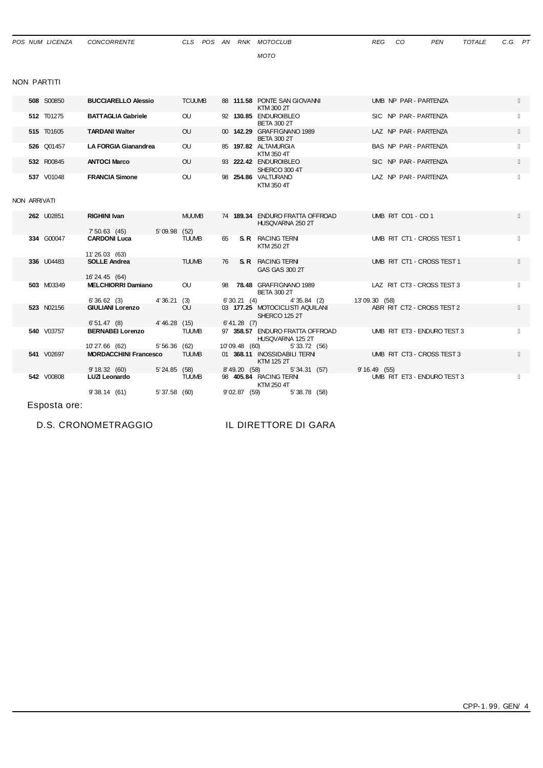| POS | NUM | LICENZA | CONCORRENTE | CLS | POS | AN | RNK | MOTOCLUB / MOTO | REG | CO | PEN | TOTALE | C.G. | PT |
|---|---|---|---|---|---|---|---|---|---|---|---|---|---|---|

## NON PARTITI

| NUM | LICENZA | CONCORRENTE | CLS | AN | RNK | MOTOCLUB / MOTO | REG | CO |
|---|---|---|---|---|---|---|---|---|
| **508** | S00850 | **BUCCIARELLO Alessio** | TCUUMB | 88 | **111.58** | PONTE SAN GIOVANNI<br>KTM 300 2T | UMB | NP PAR - PARTENZA |
| **512** | T01275 | **BATTAGLIA Gabriele** | OU | 92 | **130.85** | ENDUROIBLEO<br>BETA 300 2T | SIC | NP PAR - PARTENZA |
| **515** | T01605 | **TARDANI Walter** | OU | 00 | **142.29** | GRAFFIGNANO 1989<br>BETA 300 2T | LAZ | NP PAR - PARTENZA |
| **526** | Q01457 | **LA FORGIA Gianandrea** | OU | 85 | **197.82** | ALTAMURGIA<br>KTM 350 4T | BAS | NP PAR - PARTENZA |
| **532** | R00845 | **ANTOCI Marco** | OU | 93 | **222.42** | ENDUROIBLEO<br>SHERCO 300 4T | SIC | NP PAR - PARTENZA |
| **537** | V01048 | **FRANCIA Simone** | OU | 98 | **254.86** | VALTURANO<br>KTM 350 4T | LAZ | NP PAR - PARTENZA |

## NON ARRIVATI

| NUM | LICENZA | CONCORRENTE | CLS | AN | RNK | MOTOCLUB / MOTO | REG | CO |
|---|---|---|---|---|---|---|---|---|
| **262** | U02851 | **RIGHINI Ivan**<br>7'50.63 (45) 5'09.98 (52) | MUUMB | 74 | **189.34** | ENDURO FRATTA OFFROAD<br>HUSQVARNA 250 2T | UMB | RIT CO1 - CO 1 |
| **334** | G00047 | **CARDONI Luca**<br>11'26.03 (63) | TUUMB | 65 | **S. R** | RACING TERNI<br>KTM 250 2T | UMB | RIT CT1 - CROSS TEST 1 |
| **336** | U04483 | **SOLLE Andrea**<br>16'24.45 (64) | TUUMB | 76 | **S. R** | RACING TERNI<br>GAS GAS 300 2T | UMB | RIT CT1 - CROSS TEST 1 |
| **503** | M03349 | **MELCHIORRI Damiano**<br>6'36.62 (3) 4'36.21 (3) 6'30.21 (4) 4'35.84 (2) 13'09.30 (58) | OU | 98 | **78.48** | GRAFFIGNANO 1989<br>BETA 300 2T | LAZ | RIT CT3 - CROSS TEST 3 |
| **523** | N02156 | **GIULIANI Lorenzo**<br>6'51.47 (8) 4'46.28 (15) 6'41.28 (7) | OU | 03 | **177.25** | MOTOCICLISTI AQUILANI<br>SHERCO 125 2T | ABR | RIT CT2 - CROSS TEST 2 |
| **540** | V03757 | **BERNABEI Lorenzo**<br>10'27.66 (62) 5'56.36 (62) 10'09.48 (60) 5'33.72 (56) | TUUMB | 97 | **358.57** | ENDURO FRATTA OFFROAD<br>HUSQVARNA 125 2T | UMB | RIT ET3 - ENDURO TEST 3 |
| **541** | V02697 | **MORDACCHINI Francesco**<br>9'18.32 (60) 5'24.85 (58) 8'49.20 (58) 5'34.31 (57) 9'16.49 (55) | TUUMB | 01 | **368.11** | INOSSIDABILI TERNI<br>KTM 125 2T | UMB | RIT CT3 - CROSS TEST 3 |
| **542** | V00808 | **LUZI Leonardo**<br>9'38.14 (61) 5'37.58 (60) 9'02.87 (59) 5'38.78 (58) | TUUMB | 98 | **405.84** | RACING TERNI<br>KTM 250 4T | UMB | RIT ET3 - ENDURO TEST 3 |

Esposta ore:

D.S. CRONOMETRAGGIO

IL DIRETTORE DI GARA